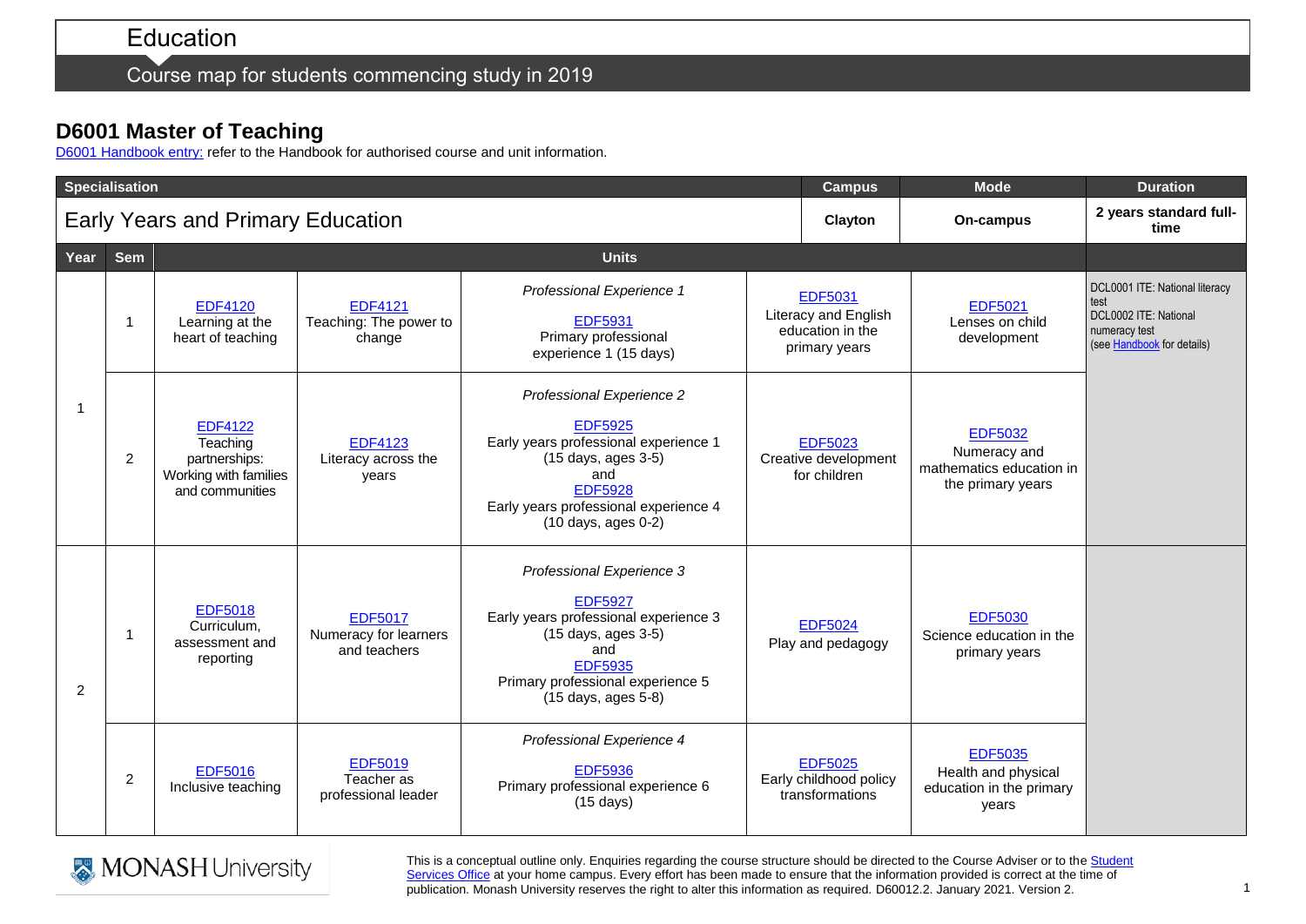# Education

## Course map for students commencing study in 2019

## D6001 Master of Teaching

D6001 Handbook entry: refer to the Handbook for authorised course and unit information.

| Specialisation | | | | | | Campus | Mode | Duration |
|---|---|---|---|---|---|---|---|---|
| Early Years and Primary Education | | | | | | Clayton | On-campus | 2 years standard full-time |
| **Year** | **Sem** | **Units** | | | | | | |
| 1 | 1 | EDF4120 Learning at the heart of teaching | EDF4121 Teaching: The power to change | *Professional Experience 1* EDF5931 Primary professional experience 1 (15 days) | EDF5031 Literacy and English education in the primary years | EDF5021 Lenses on child development | | DCL0001 ITE: National literacy test DCL0002 ITE: National numeracy test (see Handbook for details) |
| 1 | 2 | EDF4122 Teaching partnerships: Working with families and communities | EDF4123 Literacy across the years | *Professional Experience 2* EDF5925 Early years professional experience 1 (15 days, ages 3-5) and EDF5928 Early years professional experience 4 (10 days, ages 0-2) | EDF5023 Creative development for children | EDF5032 Numeracy and mathematics education in the primary years | | |
| 2 | 1 | EDF5018 Curriculum, assessment and reporting | EDF5017 Numeracy for learners and teachers | *Professional Experience 3* EDF5927 Early years professional experience 3 (15 days, ages 3-5) and EDF5935 Primary professional experience 5 (15 days, ages 5-8) | EDF5024 Play and pedagogy | EDF5030 Science education in the primary years | | |
| 2 | 2 | EDF5016 Inclusive teaching | EDF5019 Teacher as professional leader | *Professional Experience 4* EDF5936 Primary professional experience 6 (15 days) | EDF5025 Early childhood policy transformations | EDF5035 Health and physical education in the primary years | | |

MONASH University

This is a conceptual outline only. Enquiries regarding the course structure should be directed to the Course Adviser or to the Student Services Office at your home campus. Every effort has been made to ensure that the information provided is correct at the time of publication. Monash University reserves the right to alter this information as required. D60012.2. January 2021. Version 2.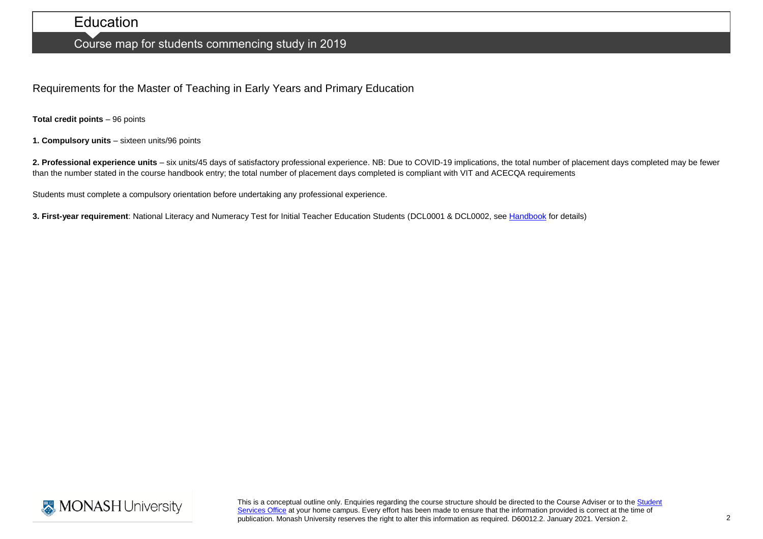# Education

## Course map for students commencing study in 2019

### Requirements for the Master of Teaching in Early Years and Primary Education

**Total credit points** – 96 points

**1. Compulsory units** – sixteen units/96 points

**2. Professional experience units** – six units/45 days of satisfactory professional experience. NB: Due to COVID-19 implications, the total number of placement days completed may be fewer than the number stated in the course handbook entry; the total number of placement days completed is compliant with VIT and ACECQA requirements

Students must complete a compulsory orientation before undertaking any professional experience.

**3. First-year requirement**: National Literacy and Numeracy Test for Initial Teacher Education Students (DCL0001 & DCL0002, see Handbook for details)

This is a conceptual outline only. Enquiries regarding the course structure should be directed to the Course Adviser or to the Student Services Office at your home campus. Every effort has been made to ensure that the information provided is correct at the time of publication. Monash University reserves the right to alter this information as required. D60012.2. January 2021. Version 2.